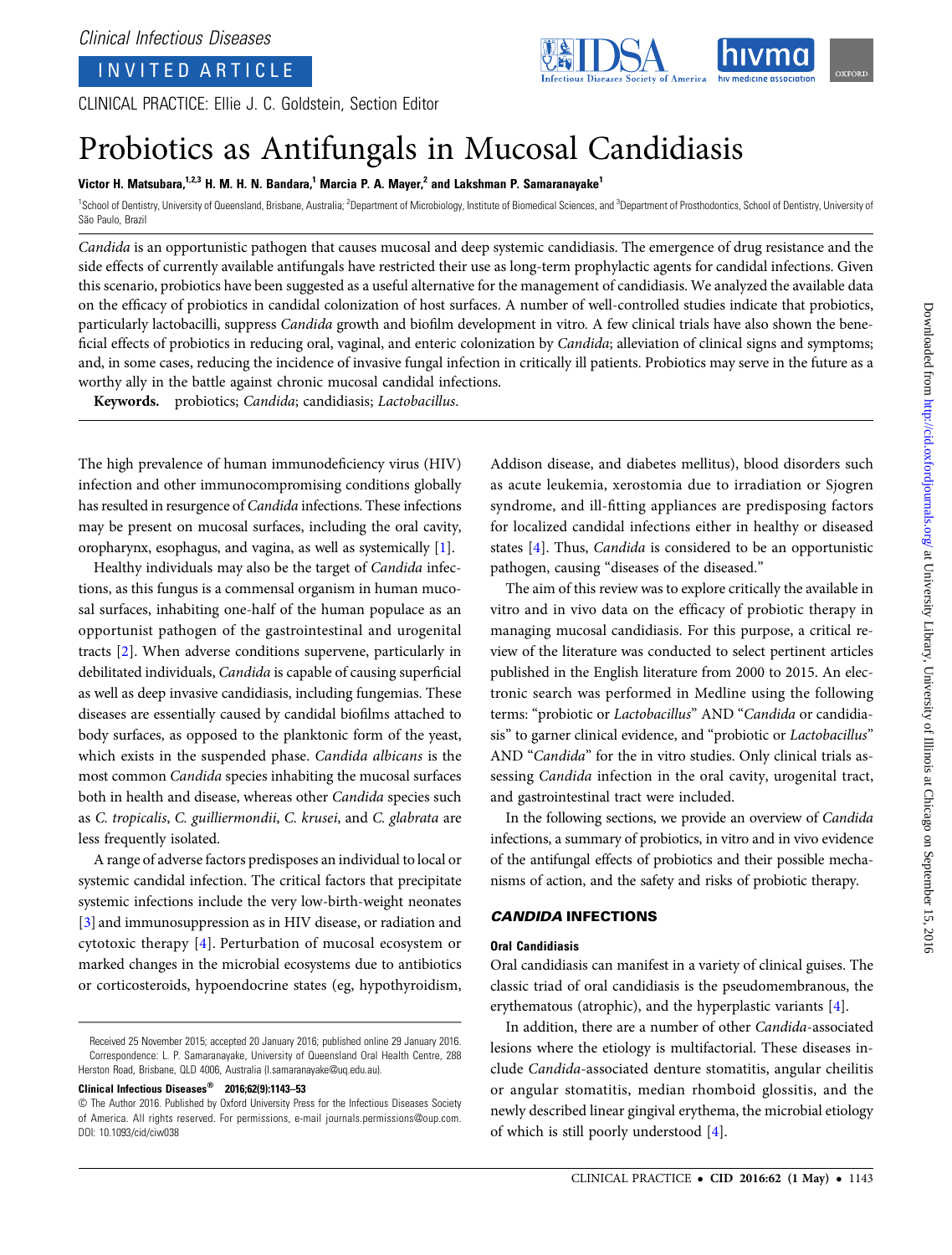Clinical Infectious Diseases

INVITED ARTICLE

CLINICAL PRACTICE: Ellie J. C. Goldstein, Section Editor

# Probiotics as Antifungals in Mucosal Candidiasis

**Victor H. Matsubara,[1,2,3] H. M. H. N. Bandara,[1] Marcia P. A. Mayer,[2] and Lakshman P. Samaranayake[1]**

[1]School of Dentistry, University of Queensland, Brisbane, Australia; [2]Department of Microbiology, Institute of Biomedical Sciences, and [3]Department of Prosthodontics, School of Dentistry, University of São Paulo, Brazil

*Candida* is an opportunistic pathogen that causes mucosal and deep systemic candidiasis. The emergence of drug resistance and the side effects of currently available antifungals have restricted their use as long-term prophylactic agents for candidal infections. Given this scenario, probiotics have been suggested as a useful alternative for the management of candidiasis. We analyzed the available data on the efficacy of probiotics in candidal colonization of host surfaces. A number of well-controlled studies indicate that probiotics, particularly lactobacilli, suppress *Candida* growth and biofilm development in vitro. A few clinical trials have also shown the beneficial effects of probiotics in reducing oral, vaginal, and enteric colonization by *Candida*; alleviation of clinical signs and symptoms; and, in some cases, reducing the incidence of invasive fungal infection in critically ill patients. Probiotics may serve in the future as a worthy ally in the battle against chronic mucosal candidal infections.

**Keywords.** probiotics; *Candida*; candidiasis; *Lactobacillus*.

The high prevalence of human immunodeficiency virus (HIV) infection and other immunocompromising conditions globally has resulted in resurgence of *Candida* infections. These infections may be present on mucosal surfaces, including the oral cavity, oropharynx, esophagus, and vagina, as well as systemically [1].

Healthy individuals may also be the target of *Candida* infections, as this fungus is a commensal organism in human mucosal surfaces, inhabiting one-half of the human populace as an opportunist pathogen of the gastrointestinal and urogenital tracts [2]. When adverse conditions supervene, particularly in debilitated individuals, *Candida* is capable of causing superficial as well as deep invasive candidiasis, including fungemias. These diseases are essentially caused by candidal biofilms attached to body surfaces, as opposed to the planktonic form of the yeast, which exists in the suspended phase. *Candida albicans* is the most common *Candida* species inhabiting the mucosal surfaces both in health and disease, whereas other *Candida* species such as *C. tropicalis*, *C. guilliermondii*, *C. krusei*, and *C. glabrata* are less frequently isolated.

A range of adverse factors predisposes an individual to local or systemic candidal infection. The critical factors that precipitate systemic infections include the very low-birth-weight neonates [3] and immunosuppression as in HIV disease, or radiation and cytotoxic therapy [4]. Perturbation of mucosal ecosystem or marked changes in the microbial ecosystems due to antibiotics or corticosteroids, hypoendocrine states (eg, hypothyroidism, Addison disease, and diabetes mellitus), blood disorders such as acute leukemia, xerostomia due to irradiation or Sjogren syndrome, and ill-fitting appliances are predisposing factors for localized candidal infections either in healthy or diseased states [4]. Thus, *Candida* is considered to be an opportunistic pathogen, causing "diseases of the diseased."

The aim of this review was to explore critically the available in vitro and in vivo data on the efficacy of probiotic therapy in managing mucosal candidiasis. For this purpose, a critical review of the literature was conducted to select pertinent articles published in the English literature from 2000 to 2015. An electronic search was performed in Medline using the following terms: "probiotic or *Lactobacillus*" AND "*Candida* or candidiasis" to garner clinical evidence, and "probiotic or *Lactobacillus*" AND "*Candida*" for the in vitro studies. Only clinical trials assessing *Candida* infection in the oral cavity, urogenital tract, and gastrointestinal tract were included.

In the following sections, we provide an overview of *Candida* infections, a summary of probiotics, in vitro and in vivo evidence of the antifungal effects of probiotics and their possible mechanisms of action, and the safety and risks of probiotic therapy.

## *CANDIDA* INFECTIONS

### Oral Candidiasis

Oral candidiasis can manifest in a variety of clinical guises. The classic triad of oral candidiasis is the pseudomembranous, the erythematous (atrophic), and the hyperplastic variants [4].

In addition, there are a number of other *Candida*-associated lesions where the etiology is multifactorial. These diseases include *Candida*-associated denture stomatitis, angular cheilitis or angular stomatitis, median rhomboid glossitis, and the newly described linear gingival erythema, the microbial etiology of which is still poorly understood [4].

Received 25 November 2015; accepted 20 January 2016; published online 29 January 2016.
Correspondence: L. P. Samaranayake, University of Queensland Oral Health Centre, 288 Herston Road, Brisbane, QLD 4006, Australia (l.samaranayake@uq.edu.au).

**Clinical Infectious Diseases® 2016;62(9):1143–53**

© The Author 2016. Published by Oxford University Press for the Infectious Diseases Society of America. All rights reserved. For permissions, e-mail journals.permissions@oup.com.
DOI: 10.1093/cid/ciw038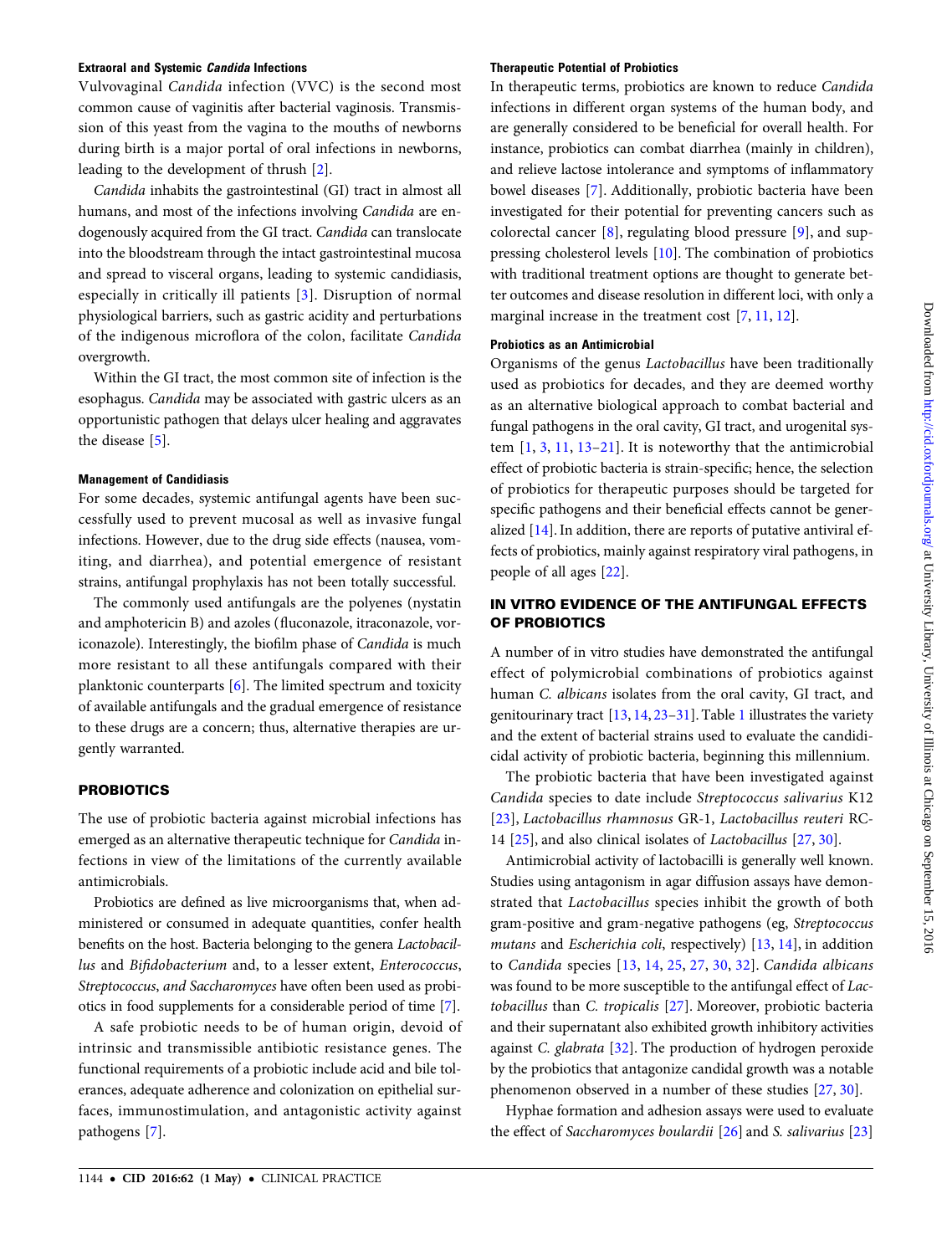#### Extraoral and Systemic *Candida* Infections

Vulvovaginal *Candida* infection (VVC) is the second most common cause of vaginitis after bacterial vaginosis. Transmission of this yeast from the vagina to the mouths of newborns during birth is a major portal of oral infections in newborns, leading to the development of thrush [2].

*Candida* inhabits the gastrointestinal (GI) tract in almost all humans, and most of the infections involving *Candida* are endogenously acquired from the GI tract. *Candida* can translocate into the bloodstream through the intact gastrointestinal mucosa and spread to visceral organs, leading to systemic candidiasis, especially in critically ill patients [3]. Disruption of normal physiological barriers, such as gastric acidity and perturbations of the indigenous microflora of the colon, facilitate *Candida* overgrowth.

Within the GI tract, the most common site of infection is the esophagus. *Candida* may be associated with gastric ulcers as an opportunistic pathogen that delays ulcer healing and aggravates the disease [5].

#### Management of Candidiasis

For some decades, systemic antifungal agents have been successfully used to prevent mucosal as well as invasive fungal infections. However, due to the drug side effects (nausea, vomiting, and diarrhea), and potential emergence of resistant strains, antifungal prophylaxis has not been totally successful.

The commonly used antifungals are the polyenes (nystatin and amphotericin B) and azoles (fluconazole, itraconazole, voriconazole). Interestingly, the biofilm phase of *Candida* is much more resistant to all these antifungals compared with their planktonic counterparts [6]. The limited spectrum and toxicity of available antifungals and the gradual emergence of resistance to these drugs are a concern; thus, alternative therapies are urgently warranted.

## PROBIOTICS

The use of probiotic bacteria against microbial infections has emerged as an alternative therapeutic technique for *Candida* infections in view of the limitations of the currently available antimicrobials.

Probiotics are defined as live microorganisms that, when administered or consumed in adequate quantities, confer health benefits on the host. Bacteria belonging to the genera *Lactobacillus* and *Bifidobacterium* and, to a lesser extent, *Enterococcus*, *Streptococcus, and Saccharomyces* have often been used as probiotics in food supplements for a considerable period of time [7].

A safe probiotic needs to be of human origin, devoid of intrinsic and transmissible antibiotic resistance genes. The functional requirements of a probiotic include acid and bile tolerances, adequate adherence and colonization on epithelial surfaces, immunostimulation, and antagonistic activity against pathogens [7].

#### Therapeutic Potential of Probiotics

In therapeutic terms, probiotics are known to reduce *Candida* infections in different organ systems of the human body, and are generally considered to be beneficial for overall health. For instance, probiotics can combat diarrhea (mainly in children), and relieve lactose intolerance and symptoms of inflammatory bowel diseases [7]. Additionally, probiotic bacteria have been investigated for their potential for preventing cancers such as colorectal cancer [8], regulating blood pressure [9], and suppressing cholesterol levels [10]. The combination of probiotics with traditional treatment options are thought to generate better outcomes and disease resolution in different loci, with only a marginal increase in the treatment cost [7, 11, 12].

#### Probiotics as an Antimicrobial

Organisms of the genus *Lactobacillus* have been traditionally used as probiotics for decades, and they are deemed worthy as an alternative biological approach to combat bacterial and fungal pathogens in the oral cavity, GI tract, and urogenital system [1, 3, 11, 13–21]. It is noteworthy that the antimicrobial effect of probiotic bacteria is strain-specific; hence, the selection of probiotics for therapeutic purposes should be targeted for specific pathogens and their beneficial effects cannot be generalized [14]. In addition, there are reports of putative antiviral effects of probiotics, mainly against respiratory viral pathogens, in people of all ages [22].

## IN VITRO EVIDENCE OF THE ANTIFUNGAL EFFECTS OF PROBIOTICS

A number of in vitro studies have demonstrated the antifungal effect of polymicrobial combinations of probiotics against human *C. albicans* isolates from the oral cavity, GI tract, and genitourinary tract [13, 14, 23–31]. Table 1 illustrates the variety and the extent of bacterial strains used to evaluate the candidicidal activity of probiotic bacteria, beginning this millennium.

The probiotic bacteria that have been investigated against *Candida* species to date include *Streptococcus salivarius* K12 [23], *Lactobacillus rhamnosus* GR-1, *Lactobacillus reuteri* RC-14 [25], and also clinical isolates of *Lactobacillus* [27, 30].

Antimicrobial activity of lactobacilli is generally well known. Studies using antagonism in agar diffusion assays have demonstrated that *Lactobacillus* species inhibit the growth of both gram-positive and gram-negative pathogens (eg, *Streptococcus mutans* and *Escherichia coli*, respectively) [13, 14], in addition to *Candida* species [13, 14, 25, 27, 30, 32]. *Candida albicans* was found to be more susceptible to the antifungal effect of *Lactobacillus* than *C. tropicalis* [27]. Moreover, probiotic bacteria and their supernatant also exhibited growth inhibitory activities against *C. glabrata* [32]. The production of hydrogen peroxide by the probiotics that antagonize candidal growth was a notable phenomenon observed in a number of these studies [27, 30].

Hyphae formation and adhesion assays were used to evaluate the effect of *Saccharomyces boulardii* [26] and *S. salivarius* [23]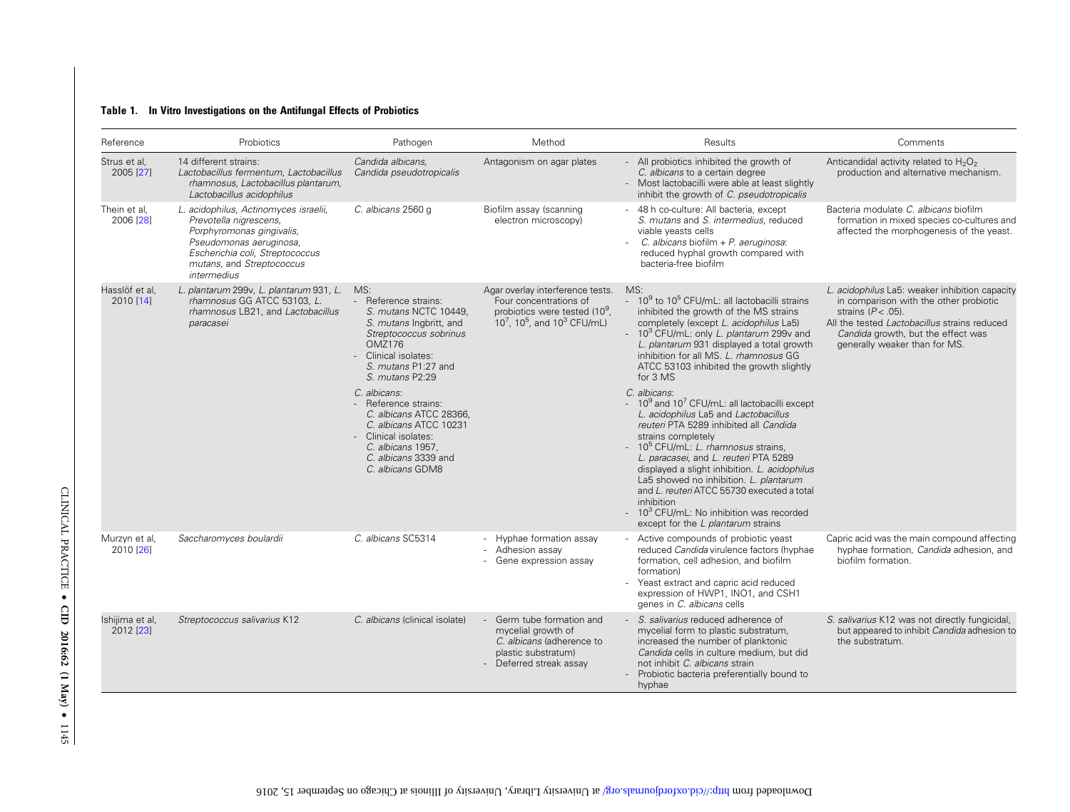**Table 1. In Vitro Investigations on the Antifungal Effects of Probiotics**

| Reference | Probiotics | Pathogen | Method | Results | Comments |
|---|---|---|---|---|---|
| Strus et al, 2005 [27] | 14 different strains: *Lactobacillus fermentum, Lactobacillus rhamnosus, Lactobacillus plantarum, Lactobacillus acidophilus* | *Candida albicans, Candida pseudotropicalis* | Antagonism on agar plates | - All probiotics inhibited the growth of *C. albicans* to a certain degree<br>- Most lactobacilli were able at least slightly inhibit the growth of *C. pseudotropicalis* | Anticandidal activity related to $H_2O_2$ production and alternative mechanism. |
| Thein et al, 2006 [28] | *L. acidophilus, Actinomyces israelii, Prevotella nigrescens, Porphyromonas gingivalis, Pseudomonas aeruginosa, Escherichia coli, Streptococcus mutans,* and *Streptococcus intermedius* | *C. albicans* 2560 g | Biofilm assay (scanning electron microscopy) | - 48 h co-culture: All bacteria, except *S. mutans* and *S. intermedius*, reduced viable yeasts cells<br>- *C. albicans* biofilm + *P. aeruginosa*: reduced hyphal growth compared with bacteria-free biofilm | Bacteria modulate *C. albicans* biofilm formation in mixed species co-cultures and affected the morphogenesis of the yeast. |
| Hasslöf et al, 2010 [14] | *L. plantarum* 299v, *L. plantarum* 931, *L. rhamnosus* GG ATCC 53103, *L. rhamnosus* LB21, and *Lactobacillus paracasei* | MS:<br>- Reference strains: *S. mutans* NCTC 10449, *S. mutans* Ingbritt, and *Streptococcus sobrinus* OMZ176<br>- Clinical isolates: *S. mutans* P1:27 and *S. mutans* P2:29 | Agar overlay interference tests. Four concentrations of probiotics were tested ($10^9$, $10^7$, $10^5$, and $10^3$ CFU/mL) | MS:<br>- $10^9$ to $10^5$ CFU/mL: all lactobacilli strains inhibited the growth of the MS strains completely (except *L. acidophilus* La5)<br>- $10^3$ CFU/mL: only *L. plantarum* 299v and *L. plantarum* 931 displayed a total growth inhibition for all MS. *L. rhamnosus* GG ATCC 53103 inhibited the growth slightly for 3 MS | *L. acidophilus* La5: weaker inhibition capacity in comparison with the other probiotic strains ($P < .05$).<br>All the tested *Lactobacillus* strains reduced *Candida* growth, but the effect was generally weaker than for MS. |
| | | *C. albicans*:<br>- Reference strains: *C. albicans* ATCC 28366, *C. albicans* ATCC 10231<br>- Clinical isolates: *C. albicans* 1957, *C. albicans* 3339 and *C. albicans* GDM8 | | *C. albicans*:<br>- $10^9$ and $10^7$ CFU/mL: all lactobacilli except *L. acidophilus* La5 and *Lactobacillus reuteri* PTA 5289 inhibited all *Candida* strains completely<br>- $10^5$ CFU/mL: *L. rhamnosus* strains, *L. paracasei*, and *L. reuteri* PTA 5289 displayed a slight inhibition. *L. acidophilus* La5 showed no inhibition. *L. plantarum* and *L. reuteri* ATCC 55730 executed a total inhibition<br>- $10^3$ CFU/mL: No inhibition was recorded except for the *L plantarum* strains | |
| Murzyn et al, 2010 [26] | *Saccharomyces boulardii* | *C. albicans* SC5314 | - Hyphae formation assay<br>- Adhesion assay<br>- Gene expression assay | - Active compounds of probiotic yeast reduced *Candida* virulence factors (hyphae formation, cell adhesion, and biofilm formation)<br>- Yeast extract and capric acid reduced expression of HWP1, INO1, and CSH1 genes in *C. albicans* cells | Capric acid was the main compound affecting hyphae formation, *Candida* adhesion, and biofilm formation. |
| Ishijima et al, 2012 [23] | *Streptococcus salivarius* K12 | *C. albicans* (clinical isolate) | - Germ tube formation and mycelial growth of *C. albicans* (adherence to plastic substratum)<br>- Deferred streak assay | - *S. salivarius* reduced adherence of mycelial form to plastic substratum, increased the number of planktonic *Candida* cells in culture medium, but did not inhibit *C. albicans* strain<br>- Probiotic bacteria preferentially bound to hyphae | *S. salivarius* K12 was not directly fungicidal, but appeared to inhibit *Candida* adhesion to the substratum. |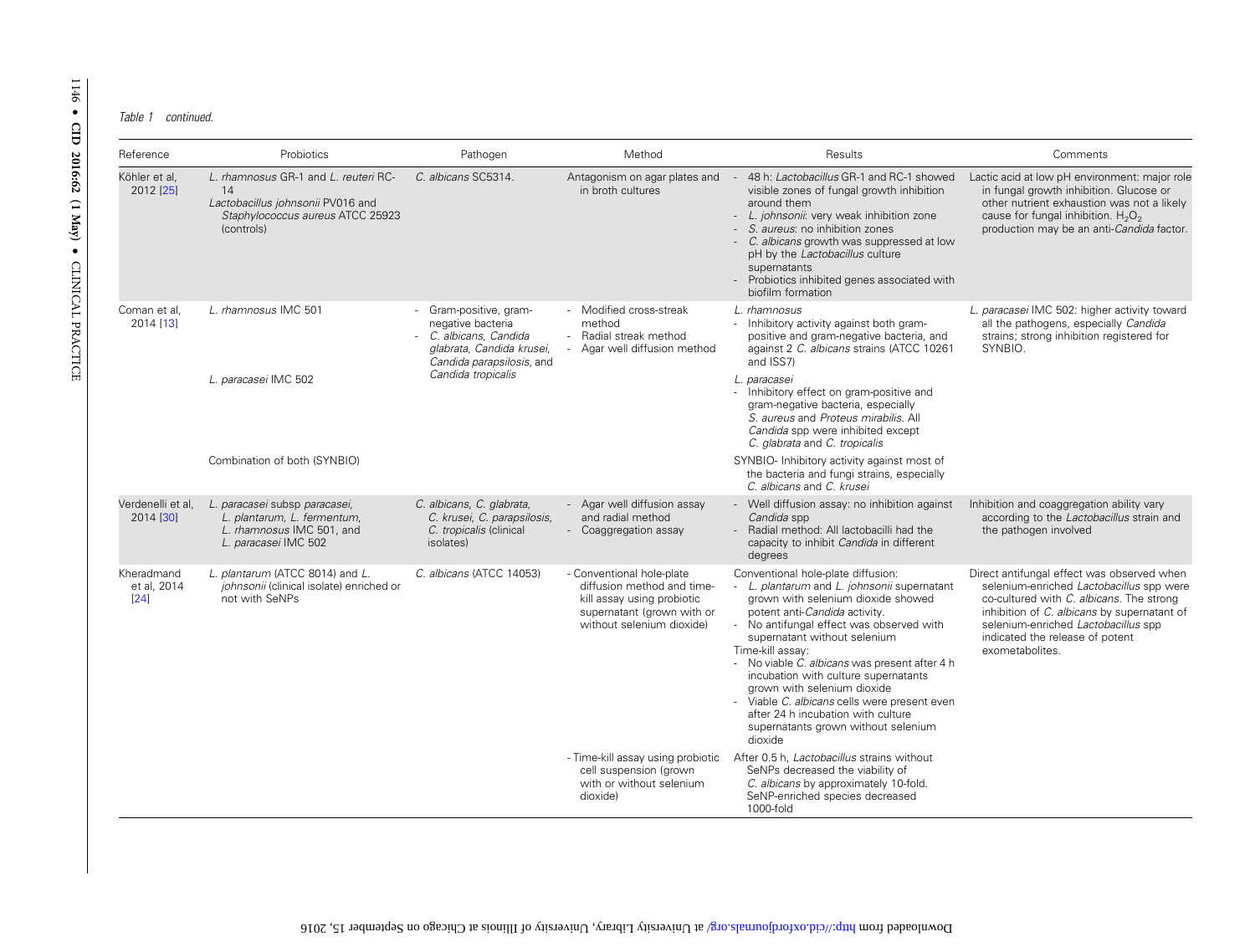*Table 1 continued.*

| Reference | Probiotics | Pathogen | Method | Results | Comments |
|---|---|---|---|---|---|
| Köhler et al, 2012 [25] | *L. rhamnosus* GR-1 and *L. reuteri* RC-14<br>*Lactobacillus johnsonii* PV016 and *Staphylococcus aureus* ATCC 25923 (controls) | *C. albicans* SC5314. | Antagonism on agar plates and in broth cultures | - 48 h: *Lactobacillus* GR-1 and RC-1 showed visible zones of fungal growth inhibition around them<br>- *L. johnsonii*: very weak inhibition zone<br>- *S. aureus*: no inhibition zones<br>- *C. albicans* growth was suppressed at low pH by the *Lactobacillus* culture supernatants<br>- Probiotics inhibited genes associated with biofilm formation | Lactic acid at low pH environment: major role in fungal growth inhibition. Glucose or other nutrient exhaustion was not a likely cause for fungal inhibition. $H_2O_2$ production may be an anti-*Candida* factor. |
| Coman et al, 2014 [13] | *L. rhamnosus* IMC 501 | - Gram-positive, gram-negative bacteria<br>- *C. albicans, Candida glabrata, Candida krusei, Candida parapsilosis,* and *Candida tropicalis* | - Modified cross-streak method<br>- Radial streak method<br>- Agar well diffusion method | *L. rhamnosus*<br>- Inhibitory activity against both gram-positive and gram-negative bacteria, and against 2 *C. albicans* strains (ATCC 10261 and ISS7) | *L. paracasei* IMC 502: higher activity toward all the pathogens, especially *Candida* strains; strong inhibition registered for SYNBIO. |
| | *L. paracasei* IMC 502 | | | *L. paracasei*<br>- Inhibitory effect on gram-positive and gram-negative bacteria, especially *S. aureus* and *Proteus mirabilis*. All *Candida* spp were inhibited except *C. glabrata* and *C. tropicalis* | |
| | Combination of both (SYNBIO) | | | SYNBIO- Inhibitory activity against most of the bacteria and fungi strains, especially *C. albicans* and *C. krusei* | |
| Verdenelli et al, 2014 [30] | *L. paracasei* subsp *paracasei, L. plantarum, L. fermentum, L. rhamnosus* IMC 501, and *L. paracasei* IMC 502 | *C. albicans, C. glabrata, C. krusei, C. parapsilosis, C. tropicalis* (clinical isolates) | - Agar well diffusion assay and radial method<br>- Coaggregation assay | - Well diffusion assay: no inhibition against *Candida* spp<br>- Radial method: All lactobacilli had the capacity to inhibit *Candida* in different degrees | Inhibition and coaggregation ability vary according to the *Lactobacillus* strain and the pathogen involved |
| Kheradmand et al, 2014 [24] | *L. plantarum* (ATCC 8014) and *L. johnsonii* (clinical isolate) enriched or not with SeNPs | *C. albicans* (ATCC 14053) | - Conventional hole-plate diffusion method and time-kill assay using probiotic supernatant (grown with or without selenium dioxide) | Conventional hole-plate diffusion:<br>- *L. plantarum* and *L. johnsonii* supernatant grown with selenium dioxide showed potent anti-*Candida* activity.<br>- No antifungal effect was observed with supernatant without selenium<br>Time-kill assay:<br>- No viable *C. albicans* was present after 4 h incubation with culture supernatants grown with selenium dioxide<br>- Viable *C. albicans* cells were present even after 24 h incubation with culture supernatants grown without selenium dioxide | Direct antifungal effect was observed when selenium-enriched *Lactobacillus* spp were co-cultured with *C. albicans*. The strong inhibition of *C. albicans* by supernatant of selenium-enriched *Lactobacillus* spp indicated the release of potent exometabolites. |
| | | | - Time-kill assay using probiotic cell suspension (grown with or without selenium dioxide) | After 0.5 h, *Lactobacillus* strains without SeNPs decreased the viability of *C. albicans* by approximately 10-fold. SeNP-enriched species decreased 1000-fold | |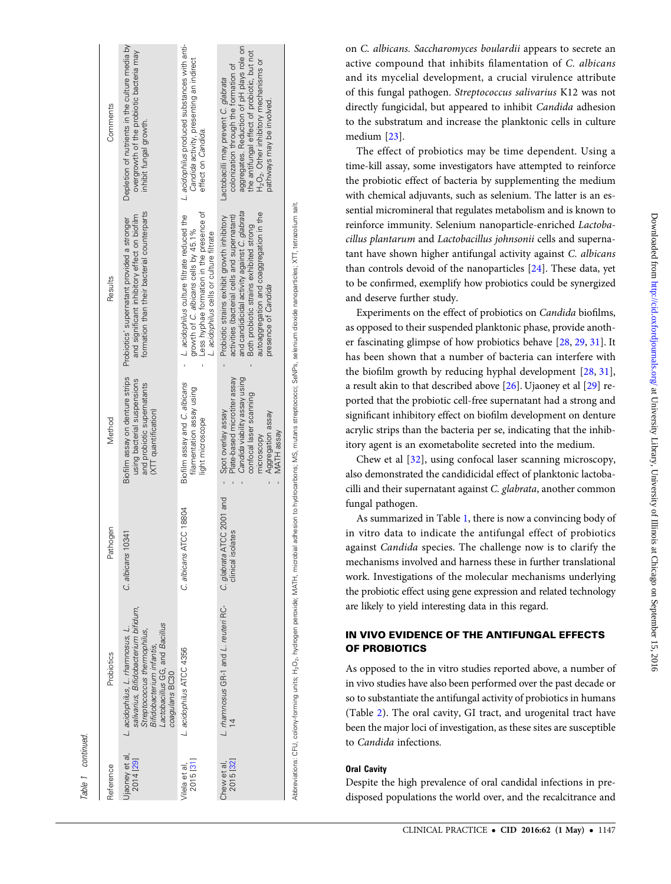Table 1 continued.

| Reference | Probiotics | Pathogen | Method | Results | Comments |
|---|---|---|---|---|---|
| Ujaoney et al, 2014 [29] | *L. acidophilus, L. rhamnosus, L. salivarius, Bifidobacterium bifidum, Streptococcus thermophilus, Bifidobacterium infantis, Lactobacillus* GG, and *Bacillus coagulans* BC30 | *C. albicans* 10341 | Biofilm assay on denture strips using bacterial suspensions and probiotic supernatants (XTT quantification) | Probiotics' supernatant provided a stronger and significant inhibitory effect on biofilm formation than their bacterial counterparts | Depletion of nutrients in the culture media by overgrowth of the probiotic bacteria may inhibit fungal growth. |
| Vilela et al, 2015 [31] | *L. acidophilus* ATCC 4356 | *C. albicans* ATCC 18804 | Biofilm assay and *C. albicans* filamentation assay using light microscope | - *L. acidophilus* culture filtrate reduced the growth of *C. albicans* cells by 45.1%<br>- Less hyphae formation in the presence of *L. acidophilus* cells or culture filtrate | *L. acidophilus* produced substances with anti-*Candida* activity, presenting an indirect effect on *Candida*. |
| Chew et al, 2015 [32] | *L. rhamnosus* GR-1 and *L. reuteri* RC-14 | *C. glabrata* ATCC 2001 and clinical isolates | - Spot overlay assay<br>- Plate-based microtiter assay<br>- *Candida* viability assay using confocal laser scanning microscopy<br>- Aggregation assay<br>- MATH assay | - Probiotic strains exhibit growth inhibitory activities (bacterial cells and supernatant) and candidicidal activity against *C. glabrata*<br>- Both probiotic strains exhibited strong autoaggregation and coaggregation in the presence of *Candida* | Lactobacilli may prevent *C. glabrata* colonization through the formation of aggregates. Reduction of pH plays role on the antifungal effect of probiotic, but not $H_2O_2$. Other inhibitory mechanisms or pathways may be involved. |

Abbreviations: CFU, colony-forming units; $H_2O_2$, hydrogen peroxide; MATH, microbial adhesion to hydrocarbons; MS, mutans streptococci; SeNPs, selenium dioxide nanoparticles; XTT, tetrazolium salt.

on *C. albicans*. *Saccharomyces boulardii* appears to secrete an active compound that inhibits filamentation of *C. albicans* and its mycelial development, a crucial virulence attribute of this fungal pathogen. *Streptococcus salivarius* K12 was not directly fungicidal, but appeared to inhibit *Candida* adhesion to the substratum and increase the planktonic cells in culture medium [23].

The effect of probiotics may be time dependent. Using a time-kill assay, some investigators have attempted to reinforce the probiotic effect of bacteria by supplementing the medium with chemical adjuvants, such as selenium. The latter is an essential micromineral that regulates metabolism and is known to reinforce immunity. Selenium nanoparticle-enriched *Lactobacillus plantarum* and *Lactobacillus johnsonii* cells and supernatant have shown higher antifungal activity against *C. albicans* than controls devoid of the nanoparticles [24]. These data, yet to be confirmed, exemplify how probiotics could be synergized and deserve further study.

Experiments on the effect of probiotics on *Candida* biofilms, as opposed to their suspended planktonic phase, provide another fascinating glimpse of how probiotics behave [28, 29, 31]. It has been shown that a number of bacteria can interfere with the biofilm growth by reducing hyphal development [28, 31], a result akin to that described above [26]. Ujaoney et al [29] reported that the probiotic cell-free supernatant had a strong and significant inhibitory effect on biofilm development on denture acrylic strips than the bacteria per se, indicating that the inhibitory agent is an exometabolite secreted into the medium.

Chew et al [32], using confocal laser scanning microscopy, also demonstrated the candidicidal effect of planktonic lactobacilli and their supernatant against *C. glabrata*, another common fungal pathogen.

As summarized in Table 1, there is now a convincing body of in vitro data to indicate the antifungal effect of probiotics against *Candida* species. The challenge now is to clarify the mechanisms involved and harness these in further translational work. Investigations of the molecular mechanisms underlying the probiotic effect using gene expression and related technology are likely to yield interesting data in this regard.

## IN VIVO EVIDENCE OF THE ANTIFUNGAL EFFECTS OF PROBIOTICS

As opposed to the in vitro studies reported above, a number of in vivo studies have also been performed over the past decade or so to substantiate the antifungal activity of probiotics in humans (Table 2). The oral cavity, GI tract, and urogenital tract have been the major loci of investigation, as these sites are susceptible to *Candida* infections.

### Oral Cavity

Despite the high prevalence of oral candidal infections in predisposed populations the world over, and the recalcitrance and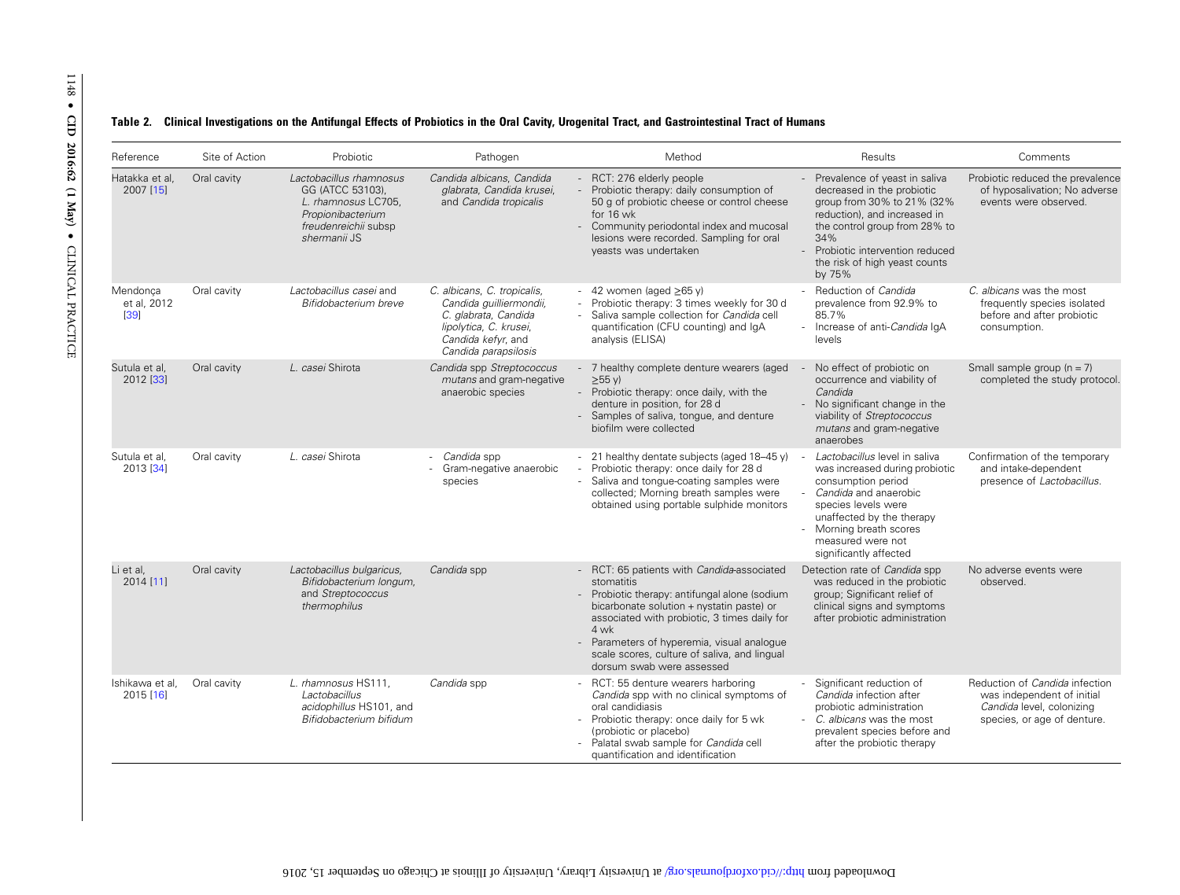**Table 2. Clinical Investigations on the Antifungal Effects of Probiotics in the Oral Cavity, Urogenital Tract, and Gastrointestinal Tract of Humans**

| Reference | Site of Action | Probiotic | Pathogen | Method | Results | Comments |
|---|---|---|---|---|---|---|
| Hatakka et al, 2007 [15] | Oral cavity | *Lactobacillus rhamnosus* GG (ATCC 53103), *L. rhamnosus* LC705, *Propionibacterium freudenreichii* subsp *shermanii* JS | *Candida albicans, Candida glabrata, Candida krusei*, and *Candida tropicalis* | - RCT: 276 elderly people<br>- Probiotic therapy: daily consumption of 50 g of probiotic cheese or control cheese for 16 wk<br>- Community periodontal index and mucosal lesions were recorded. Sampling for oral yeasts was undertaken | - Prevalence of yeast in saliva decreased in the probiotic group from 30% to 21% (32% reduction), and increased in the control group from 28% to 34%<br>- Probiotic intervention reduced the risk of high yeast counts by 75% | Probiotic reduced the prevalence of hyposalivation; No adverse events were observed. |
| Mendonça et al, 2012 [39] | Oral cavity | *Lactobacillus casei* and *Bifidobacterium breve* | *C. albicans, C. tropicalis, Candida guilliermondii, C. glabrata, Candida lipolytica, C. krusei, Candida kefyr*, and *Candida parapsilosis* | - 42 women (aged ≥65 y)<br>- Probiotic therapy: 3 times weekly for 30 d<br>- Saliva sample collection for *Candida* cell quantification (CFU counting) and IgA analysis (ELISA) | - Reduction of *Candida* prevalence from 92.9% to 85.7%<br>- Increase of anti-*Candida* IgA levels | *C. albicans* was the most frequently species isolated before and after probiotic consumption. |
| Sutula et al, 2012 [33] | Oral cavity | *L. casei* Shirota | *Candida* spp *Streptococcus mutans* and gram-negative anaerobic species | - 7 healthy complete denture wearers (aged ≥55 y)<br>- Probiotic therapy: once daily, with the denture in position, for 28 d<br>- Samples of saliva, tongue, and denture biofilm were collected | - No effect of probiotic on occurrence and viability of *Candida*<br>- No significant change in the viability of *Streptococcus mutans* and gram-negative anaerobes | Small sample group (n = 7) completed the study protocol. |
| Sutula et al, 2013 [34] | Oral cavity | *L. casei* Shirota | - *Candida* spp<br>- Gram-negative anaerobic species | - 21 healthy dentate subjects (aged 18–45 y)<br>- Probiotic therapy: once daily for 28 d<br>- Saliva and tongue-coating samples were collected; Morning breath samples were obtained using portable sulphide monitors | - *Lactobacillus* level in saliva was increased during probiotic consumption period<br>- *Candida* and anaerobic species levels were unaffected by the therapy<br>- Morning breath scores measured were not significantly affected | Confirmation of the temporary and intake-dependent presence of *Lactobacillus*. |
| Li et al, 2014 [11] | Oral cavity | *Lactobacillus bulgaricus, Bifidobacterium longum*, and *Streptococcus thermophilus* | *Candida* spp | - RCT: 65 patients with *Candida*-associated stomatitis<br>- Probiotic therapy: antifungal alone (sodium bicarbonate solution + nystatin paste) or associated with probiotic, 3 times daily for 4 wk<br>- Parameters of hyperemia, visual analogue scale scores, culture of saliva, and lingual dorsum swab were assessed | Detection rate of *Candida* spp was reduced in the probiotic group; Significant relief of clinical signs and symptoms after probiotic administration | No adverse events were observed. |
| Ishikawa et al, 2015 [16] | Oral cavity | *L. rhamnosus* HS111, *Lactobacillus acidophillus* HS101, and *Bifidobacterium bifidum* | *Candida* spp | - RCT: 55 denture wearers harboring *Candida* spp with no clinical symptoms of oral candidiasis<br>- Probiotic therapy: once daily for 5 wk (probiotic or placebo)<br>- Palatal swab sample for *Candida* cell quantification and identification | - Significant reduction of *Candida* infection after probiotic administration<br>- *C. albicans* was the most prevalent species before and after the probiotic therapy | Reduction of *Candida* infection was independent of initial *Candida* level, colonizing species, or age of denture. |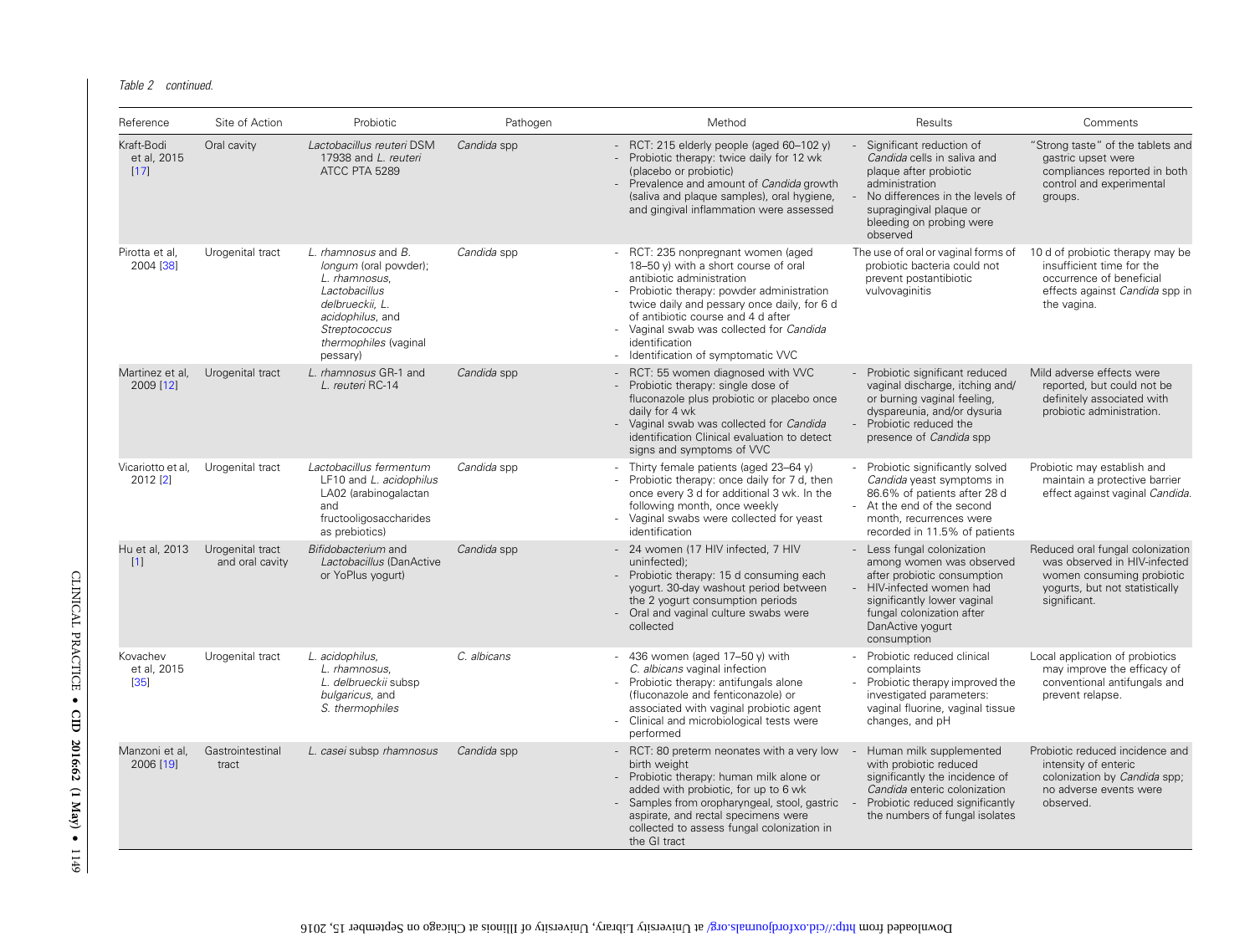*Table 2 continued.*

| Reference | Site of Action | Probiotic | Pathogen | Method | Results | Comments |
|---|---|---|---|---|---|---|
| Kraft-Bodi et al, 2015 [17] | Oral cavity | *Lactobacillus reuteri* DSM 17938 and *L. reuteri* ATCC PTA 5289 | *Candida* spp | - RCT: 215 elderly people (aged 60–102 y)<br>- Probiotic therapy: twice daily for 12 wk (placebo or probiotic)<br>- Prevalence and amount of *Candida* growth (saliva and plaque samples), oral hygiene, and gingival inflammation were assessed | - Significant reduction of *Candida* cells in saliva and plaque after probiotic administration<br>- No differences in the levels of supragingival plaque or bleeding on probing were observed | "Strong taste" of the tablets and gastric upset were compliances reported in both control and experimental groups. |
| Pirotta et al, 2004 [38] | Urogenital tract | *L. rhamnosus* and *B. longum* (oral powder); *L. rhamnosus*, *Lactobacillus delbrueckii*, *L. acidophilus*, and *Streptococcus thermophiles* (vaginal pessary) | *Candida* spp | - RCT: 235 nonpregnant women (aged 18–50 y) with a short course of oral antibiotic administration<br>- Probiotic therapy: powder administration twice daily and pessary once daily, for 6 d of antibiotic course and 4 d after<br>- Vaginal swab was collected for *Candida* identification<br>- Identification of symptomatic VVC | The use of oral or vaginal forms of probiotic bacteria could not prevent postantibiotic vulvovaginitis | 10 d of probiotic therapy may be insufficient time for the occurrence of beneficial effects against *Candida* spp in the vagina. |
| Martinez et al, 2009 [12] | Urogenital tract | *L. rhamnosus* GR-1 and *L. reuteri* RC-14 | *Candida* spp | - RCT: 55 women diagnosed with VVC<br>- Probiotic therapy: single dose of fluconazole plus probiotic or placebo once daily for 4 wk<br>- Vaginal swab was collected for *Candida* identification Clinical evaluation to detect signs and symptoms of VVC | - Probiotic significant reduced vaginal discharge, itching and/or burning vaginal feeling, dyspareunia, and/or dysuria<br>- Probiotic reduced the presence of *Candida* spp | Mild adverse effects were reported, but could not be definitely associated with probiotic administration. |
| Vicariotto et al, 2012 [2] | Urogenital tract | *Lactobacillus fermentum* LF10 and *L. acidophilus* LA02 (arabinogalactan and fructooligosaccharides as prebiotics) | *Candida* spp | - Thirty female patients (aged 23–64 y)<br>- Probiotic therapy: once daily for 7 d, then once every 3 d for additional 3 wk. In the following month, once weekly<br>- Vaginal swabs were collected for yeast identification | - Probiotic significantly solved *Candida* yeast symptoms in 86.6% of patients after 28 d<br>- At the end of the second month, recurrences were recorded in 11.5% of patients | Probiotic may establish and maintain a protective barrier effect against vaginal *Candida*. |
| Hu et al, 2013 [1] | Urogenital tract and oral cavity | *Bifidobacterium* and *Lactobacillus* (DanActive or YoPlus yogurt) | *Candida* spp | - 24 women (17 HIV infected, 7 HIV uninfected);<br>- Probiotic therapy: 15 d consuming each yogurt. 30-day washout period between the 2 yogurt consumption periods<br>- Oral and vaginal culture swabs were collected | - Less fungal colonization among women was observed after probiotic consumption<br>- HIV-infected women had significantly lower vaginal fungal colonization after DanActive yogurt consumption | Reduced oral fungal colonization was observed in HIV-infected women consuming probiotic yogurts, but not statistically significant. |
| Kovachev et al, 2015 [35] | Urogenital tract | *L. acidophilus*, *L. rhamnosus*, *L. delbrueckii* subsp *bulgaricus*, and *S. thermophiles* | *C. albicans* | - 436 women (aged 17–50 y) with *C. albicans* vaginal infection<br>- Probiotic therapy: antifungals alone (fluconazole and fenticonazole) or associated with vaginal probiotic agent<br>- Clinical and microbiological tests were performed | - Probiotic reduced clinical complaints<br>- Probiotic therapy improved the investigated parameters: vaginal fluorine, vaginal tissue changes, and pH | Local application of probiotics may improve the efficacy of conventional antifungals and prevent relapse. |
| Manzoni et al, 2006 [19] | Gastrointestinal tract | *L. casei* subsp *rhamnosus* | *Candida* spp | - RCT: 80 preterm neonates with a very low birth weight<br>- Probiotic therapy: human milk alone or added with probiotic, for up to 6 wk<br>- Samples from oropharyngeal, stool, gastric aspirate, and rectal specimens were collected to assess fungal colonization in the GI tract | - Human milk supplemented with probiotic reduced significantly the incidence of *Candida* enteric colonization<br>- Probiotic reduced significantly the numbers of fungal isolates | Probiotic reduced incidence and intensity of enteric colonization by *Candida* spp; no adverse events were observed. |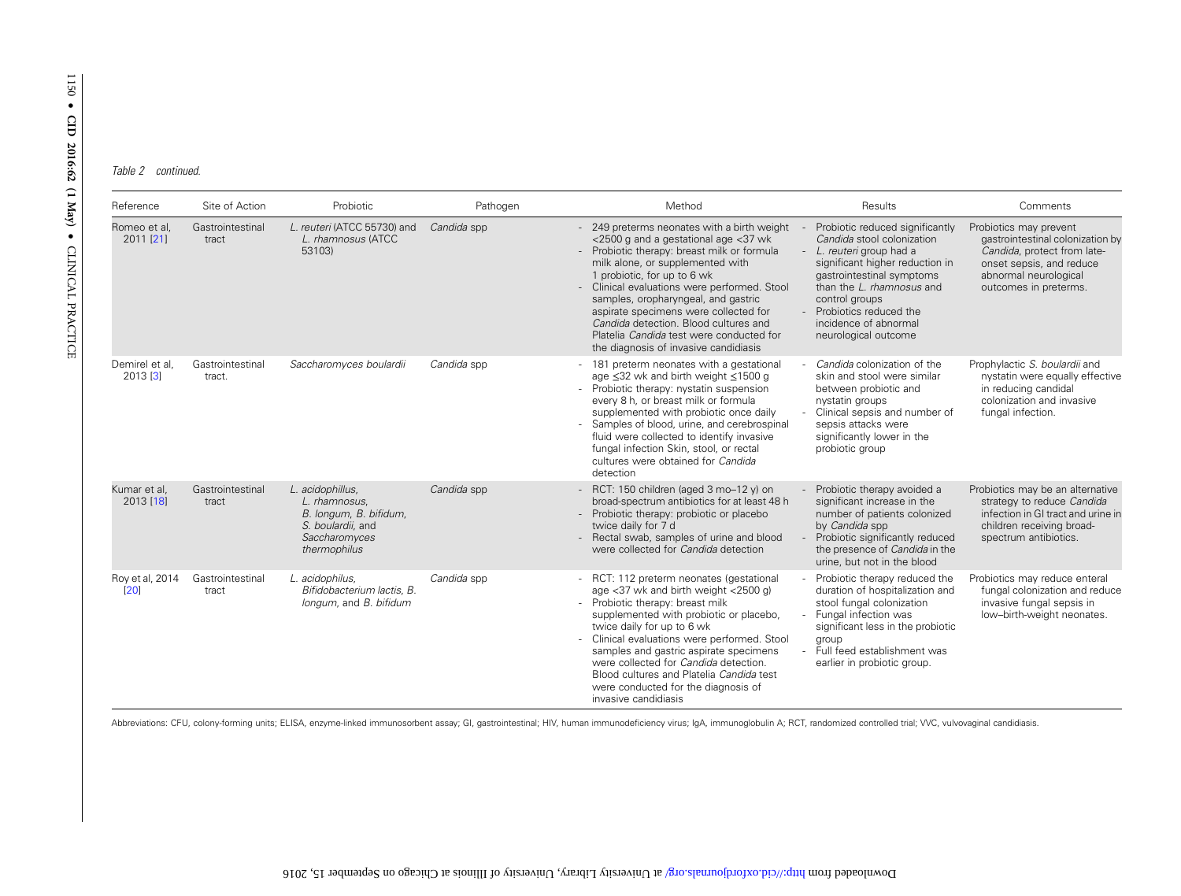*Table 2 continued.*

| Reference | Site of Action | Probiotic | Pathogen | Method | Results | Comments |
|---|---|---|---|---|---|---|
| Romeo et al, 2011 [21] | Gastrointestinal tract | *L. reuteri* (ATCC 55730) and *L. rhamnosus* (ATCC 53103) | *Candida* spp | - 249 preterms neonates with a birth weight <2500 g and a gestational age <37 wk<br>- Probiotic therapy: breast milk or formula milk alone, or supplemented with 1 probiotic, for up to 6 wk<br>- Clinical evaluations were performed. Stool samples, oropharyngeal, and gastric aspirate specimens were collected for *Candida* detection. Blood cultures and Platelia *Candida* test were conducted for the diagnosis of invasive candidiasis | - Probiotic reduced significantly *Candida* stool colonization<br>- *L. reuteri* group had a significant higher reduction in gastrointestinal symptoms than the *L. rhamnosus* and control groups<br>- Probiotics reduced the incidence of abnormal neurological outcome | Probiotics may prevent gastrointestinal colonization by *Candida*, protect from late-onset sepsis, and reduce abnormal neurological outcomes in preterms. |
| Demirel et al, 2013 [3] | Gastrointestinal tract. | *Saccharomyces boulardii* | *Candida* spp | - 181 preterm neonates with a gestational age ≤32 wk and birth weight ≤1500 g<br>- Probiotic therapy: nystatin suspension every 8 h, or breast milk or formula supplemented with probiotic once daily<br>- Samples of blood, urine, and cerebrospinal fluid were collected to identify invasive fungal infection Skin, stool, or rectal cultures were obtained for *Candida* detection | - *Candida* colonization of the skin and stool were similar between probiotic and nystatin groups<br>- Clinical sepsis and number of sepsis attacks were significantly lower in the probiotic group | Prophylactic *S. boulardii* and nystatin were equally effective in reducing candidal colonization and invasive fungal infection. |
| Kumar et al, 2013 [18] | Gastrointestinal tract | *L. acidophilus*, *L. rhamnosus*, *B. longum*, *B. bifidum*, *S. boulardii*, and *Saccharomyces thermophilus* | *Candida* spp | - RCT: 150 children (aged 3 mo–12 y) on broad-spectrum antibiotics for at least 48 h<br>- Probiotic therapy: probiotic or placebo twice daily for 7 d<br>- Rectal swab, samples of urine and blood were collected for *Candida* detection | - Probiotic therapy avoided a significant increase in the number of patients colonized by *Candida* spp<br>- Probiotic significantly reduced the presence of *Candida* in the urine, but not in the blood | Probiotics may be an alternative strategy to reduce *Candida* infection in GI tract and urine in children receiving broad-spectrum antibiotics. |
| Roy et al, 2014 [20] | Gastrointestinal tract | *L. acidophilus*, *Bifidobacterium lactis*, *B. longum*, and *B. bifidum* | *Candida* spp | - RCT: 112 preterm neonates (gestational age <37 wk and birth weight <2500 g)<br>- Probiotic therapy: breast milk supplemented with probiotic or placebo, twice daily for up to 6 wk<br>- Clinical evaluations were performed. Stool samples and gastric aspirate specimens were collected for *Candida* detection. Blood cultures and Platelia *Candida* test were conducted for the diagnosis of invasive candidiasis | - Probiotic therapy reduced the duration of hospitalization and stool fungal colonization<br>- Fungal infection was significant less in the probiotic group<br>- Full feed establishment was earlier in probiotic group. | Probiotics may reduce enteral fungal colonization and reduce invasive fungal sepsis in low–birth-weight neonates. |

Abbreviations: CFU, colony-forming units; ELISA, enzyme-linked immunosorbent assay; GI, gastrointestinal; HIV, human immunodeficiency virus; IgA, immunoglobulin A; RCT, randomized controlled trial; VVC, vulvovaginal candidiasis.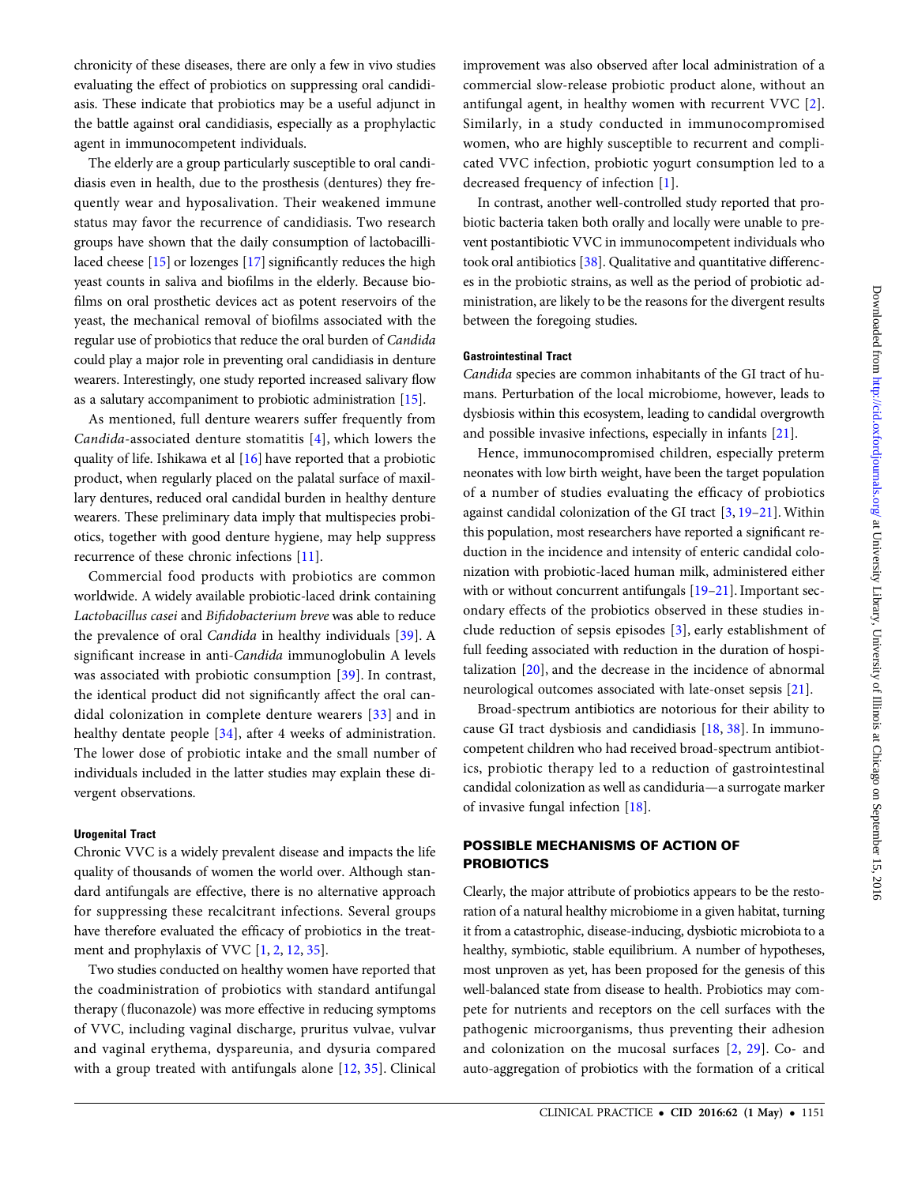chronicity of these diseases, there are only a few in vivo studies evaluating the effect of probiotics on suppressing oral candidiasis. These indicate that probiotics may be a useful adjunct in the battle against oral candidiasis, especially as a prophylactic agent in immunocompetent individuals.

The elderly are a group particularly susceptible to oral candidiasis even in health, due to the prosthesis (dentures) they frequently wear and hyposalivation. Their weakened immune status may favor the recurrence of candidiasis. Two research groups have shown that the daily consumption of lactobacilli-laced cheese [15] or lozenges [17] significantly reduces the high yeast counts in saliva and biofilms in the elderly. Because biofilms on oral prosthetic devices act as potent reservoirs of the yeast, the mechanical removal of biofilms associated with the regular use of probiotics that reduce the oral burden of *Candida* could play a major role in preventing oral candidiasis in denture wearers. Interestingly, one study reported increased salivary flow as a salutary accompaniment to probiotic administration [15].

As mentioned, full denture wearers suffer frequently from *Candida*-associated denture stomatitis [4], which lowers the quality of life. Ishikawa et al [16] have reported that a probiotic product, when regularly placed on the palatal surface of maxillary dentures, reduced oral candidal burden in healthy denture wearers. These preliminary data imply that multispecies probiotics, together with good denture hygiene, may help suppress recurrence of these chronic infections [11].

Commercial food products with probiotics are common worldwide. A widely available probiotic-laced drink containing *Lactobacillus casei* and *Bifidobacterium breve* was able to reduce the prevalence of oral *Candida* in healthy individuals [39]. A significant increase in anti-*Candida* immunoglobulin A levels was associated with probiotic consumption [39]. In contrast, the identical product did not significantly affect the oral candidal colonization in complete denture wearers [33] and in healthy dentate people [34], after 4 weeks of administration. The lower dose of probiotic intake and the small number of individuals included in the latter studies may explain these divergent observations.

#### Urogenital Tract

Chronic VVC is a widely prevalent disease and impacts the life quality of thousands of women the world over. Although standard antifungals are effective, there is no alternative approach for suppressing these recalcitrant infections. Several groups have therefore evaluated the efficacy of probiotics in the treatment and prophylaxis of VVC [1, 2, 12, 35].

Two studies conducted on healthy women have reported that the coadministration of probiotics with standard antifungal therapy (fluconazole) was more effective in reducing symptoms of VVC, including vaginal discharge, pruritus vulvae, vulvar and vaginal erythema, dyspareunia, and dysuria compared with a group treated with antifungals alone [12, 35]. Clinical improvement was also observed after local administration of a commercial slow-release probiotic product alone, without an antifungal agent, in healthy women with recurrent VVC [2]. Similarly, in a study conducted in immunocompromised women, who are highly susceptible to recurrent and complicated VVC infection, probiotic yogurt consumption led to a decreased frequency of infection [1].

In contrast, another well-controlled study reported that probiotic bacteria taken both orally and locally were unable to prevent postantibiotic VVC in immunocompetent individuals who took oral antibiotics [38]. Qualitative and quantitative differences in the probiotic strains, as well as the period of probiotic administration, are likely to be the reasons for the divergent results between the foregoing studies.

#### Gastrointestinal Tract

*Candida* species are common inhabitants of the GI tract of humans. Perturbation of the local microbiome, however, leads to dysbiosis within this ecosystem, leading to candidal overgrowth and possible invasive infections, especially in infants [21].

Hence, immunocompromised children, especially preterm neonates with low birth weight, have been the target population of a number of studies evaluating the efficacy of probiotics against candidal colonization of the GI tract [3, 19–21]. Within this population, most researchers have reported a significant reduction in the incidence and intensity of enteric candidal colonization with probiotic-laced human milk, administered either with or without concurrent antifungals [19–21]. Important secondary effects of the probiotics observed in these studies include reduction of sepsis episodes [3], early establishment of full feeding associated with reduction in the duration of hospitalization [20], and the decrease in the incidence of abnormal neurological outcomes associated with late-onset sepsis [21].

Broad-spectrum antibiotics are notorious for their ability to cause GI tract dysbiosis and candidiasis [18, 38]. In immunocompetent children who had received broad-spectrum antibiotics, probiotic therapy led to a reduction of gastrointestinal candidal colonization as well as candiduria—a surrogate marker of invasive fungal infection [18].

## POSSIBLE MECHANISMS OF ACTION OF PROBIOTICS

Clearly, the major attribute of probiotics appears to be the restoration of a natural healthy microbiome in a given habitat, turning it from a catastrophic, disease-inducing, dysbiotic microbiota to a healthy, symbiotic, stable equilibrium. A number of hypotheses, most unproven as yet, has been proposed for the genesis of this well-balanced state from disease to health. Probiotics may compete for nutrients and receptors on the cell surfaces with the pathogenic microorganisms, thus preventing their adhesion and colonization on the mucosal surfaces [2, 29]. Co- and auto-aggregation of probiotics with the formation of a critical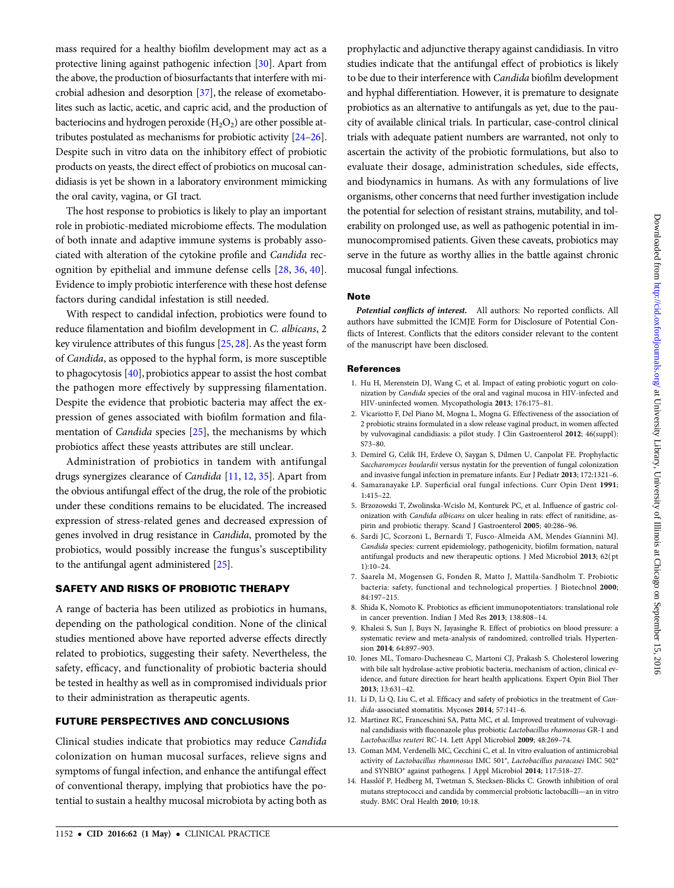mass required for a healthy biofilm development may act as a protective lining against pathogenic infection [30]. Apart from the above, the production of biosurfactants that interfere with microbial adhesion and desorption [37], the release of exometabolites such as lactic, acetic, and capric acid, and the production of bacteriocins and hydrogen peroxide ($H_2O_2$) are other possible attributes postulated as mechanisms for probiotic activity [24–26]. Despite such in vitro data on the inhibitory effect of probiotic products on yeasts, the direct effect of probiotics on mucosal candidiasis is yet be shown in a laboratory environment mimicking the oral cavity, vagina, or GI tract.

The host response to probiotics is likely to play an important role in probiotic-mediated microbiome effects. The modulation of both innate and adaptive immune systems is probably associated with alteration of the cytokine profile and *Candida* recognition by epithelial and immune defense cells [28, 36, 40]. Evidence to imply probiotic interference with these host defense factors during candidal infestation is still needed.

With respect to candidal infection, probiotics were found to reduce filamentation and biofilm development in *C. albicans*, 2 key virulence attributes of this fungus [25, 28]. As the yeast form of *Candida*, as opposed to the hyphal form, is more susceptible to phagocytosis [40], probiotics appear to assist the host combat the pathogen more effectively by suppressing filamentation. Despite the evidence that probiotic bacteria may affect the expression of genes associated with biofilm formation and filamentation of *Candida* species [25], the mechanisms by which probiotics affect these yeasts attributes are still unclear.

Administration of probiotics in tandem with antifungal drugs synergizes clearance of *Candida* [11, 12, 35]. Apart from the obvious antifungal effect of the drug, the role of the probiotic under these conditions remains to be elucidated. The increased expression of stress-related genes and decreased expression of genes involved in drug resistance in *Candida*, promoted by the probiotics, would possibly increase the fungus's susceptibility to the antifungal agent administered [25].

## SAFETY AND RISKS OF PROBIOTIC THERAPY

A range of bacteria has been utilized as probiotics in humans, depending on the pathological condition. None of the clinical studies mentioned above have reported adverse effects directly related to probiotics, suggesting their safety. Nevertheless, the safety, efficacy, and functionality of probiotic bacteria should be tested in healthy as well as in compromised individuals prior to their administration as therapeutic agents.

## FUTURE PERSPECTIVES AND CONCLUSIONS

Clinical studies indicate that probiotics may reduce *Candida* colonization on human mucosal surfaces, relieve signs and symptoms of fungal infection, and enhance the antifungal effect of conventional therapy, implying that probiotics have the potential to sustain a healthy mucosal microbiota by acting both as prophylactic and adjunctive therapy against candidiasis. In vitro studies indicate that the antifungal effect of probiotics is likely to be due to their interference with *Candida* biofilm development and hyphal differentiation. However, it is premature to designate probiotics as an alternative to antifungals as yet, due to the paucity of available clinical trials. In particular, case-control clinical trials with adequate patient numbers are warranted, not only to ascertain the activity of the probiotic formulations, but also to evaluate their dosage, administration schedules, side effects, and biodynamics in humans. As with any formulations of live organisms, other concerns that need further investigation include the potential for selection of resistant strains, mutability, and tolerability on prolonged use, as well as pathogenic potential in immunocompromised patients. Given these caveats, probiotics may serve in the future as worthy allies in the battle against chronic mucosal fungal infections.

### Note

***Potential conflicts of interest.*** All authors: No reported conflicts. All authors have submitted the ICMJE Form for Disclosure of Potential Conflicts of Interest. Conflicts that the editors consider relevant to the content of the manuscript have been disclosed.

### References

1. Hu H, Merenstein DJ, Wang C, et al. Impact of eating probiotic yogurt on colonization by *Candida* species of the oral and vaginal mucosa in HIV-infected and HIV-uninfected women. Mycopathologia **2013**; 176:175–81.
2. Vicariotto F, Del Piano M, Mogna L, Mogna G. Effectiveness of the association of 2 probiotic strains formulated in a slow release vaginal product, in women affected by vulvovaginal candidiasis: a pilot study. J Clin Gastroenterol **2012**; 46(suppl): S73–80.
3. Demirel G, Celik IH, Erdeve O, Saygan S, Dilmen U, Canpolat FE. Prophylactic *Saccharomyces boulardii* versus nystatin for the prevention of fungal colonization and invasive fungal infection in premature infants. Eur J Pediatr **2013**; 172:1321–6.
4. Samaranayake LP. Superficial oral fungal infections. Curr Opin Dent **1991**; 1:415–22.
5. Brzozowski T, Zwolinska-Wcislo M, Konturek PC, et al. Influence of gastric colonization with *Candida albicans* on ulcer healing in rats: effect of ranitidine, aspirin and probiotic therapy. Scand J Gastroenterol **2005**; 40:286–96.
6. Sardi JC, Scorzoni L, Bernardi T, Fusco-Almeida AM, Mendes Giannini MJ. *Candida* species: current epidemiology, pathogenicity, biofilm formation, natural antifungal products and new therapeutic options. J Med Microbiol **2013**; 62(pt 1):10–24.
7. Saarela M, Mogensen G, Fonden R, Matto J, Mattila-Sandholm T. Probiotic bacteria: safety, functional and technological properties. J Biotechnol **2000**; 84:197–215.
8. Shida K, Nomoto K. Probiotics as efficient immunopotentiators: translational role in cancer prevention. Indian J Med Res **2013**; 138:808–14.
9. Khalesi S, Sun J, Buys N, Jayasinghe R. Effect of probiotics on blood pressure: a systematic review and meta-analysis of randomized, controlled trials. Hypertension **2014**; 64:897–903.
10. Jones ML, Tomaro-Duchesneau C, Martoni CJ, Prakash S. Cholesterol lowering with bile salt hydrolase-active probiotic bacteria, mechanism of action, clinical evidence, and future direction for heart health applications. Expert Opin Biol Ther **2013**; 13:631–42.
11. Li D, Li Q, Liu C, et al. Efficacy and safety of probiotics in the treatment of *Candida*-associated stomatitis. Mycoses **2014**; 57:141–6.
12. Martinez RC, Franceschini SA, Patta MC, et al. Improved treatment of vulvovaginal candidiasis with fluconazole plus probiotic *Lactobacillus rhamnosus* GR-1 and *Lactobacillus reuteri* RC-14. Lett Appl Microbiol **2009**; 48:269–74.
13. Coman MM, Verdenelli MC, Cecchini C, et al. In vitro evaluation of antimicrobial activity of *Lactobacillus rhamnosus* IMC 501®, *Lactobacillus paracasei* IMC 502® and SYNBIO® against pathogens. J Appl Microbiol **2014**; 117:518–27.
14. Hasslöf P, Hedberg M, Twetman S, Stecksen-Blicks C. Growth inhibition of oral mutans streptococci and candida by commercial probiotic lactobacilli—an in vitro study. BMC Oral Health **2010**; 10:18.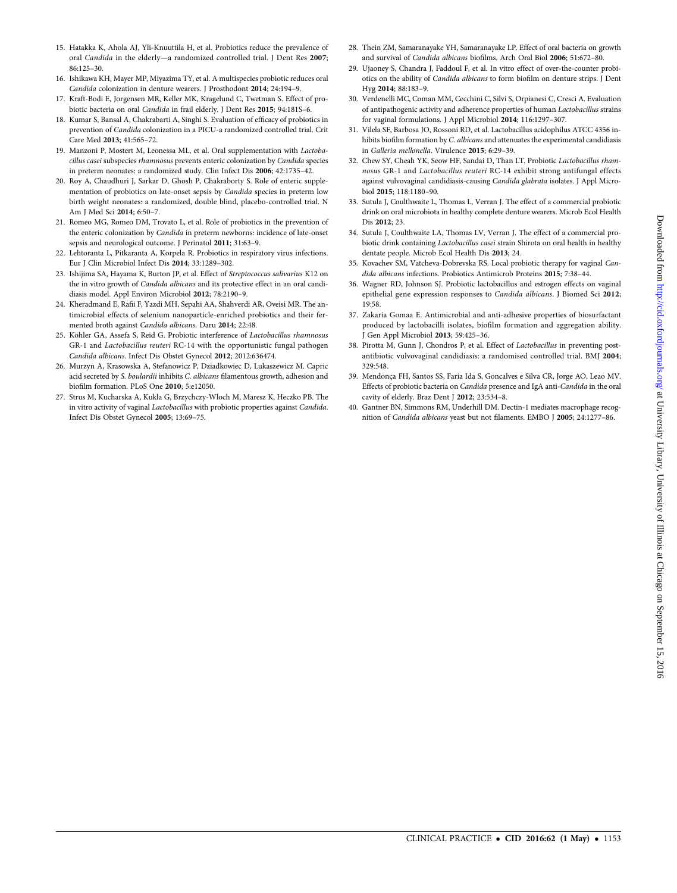15. Hatakka K, Ahola AJ, Yli-Knuuttila H, et al. Probiotics reduce the prevalence of oral *Candida* in the elderly—a randomized controlled trial. J Dent Res **2007**; 86:125–30.
16. Ishikawa KH, Mayer MP, Miyazima TY, et al. A multispecies probiotic reduces oral *Candida* colonization in denture wearers. J Prosthodont **2014**; 24:194–9.
17. Kraft-Bodi E, Jorgensen MR, Keller MK, Kragelund C, Twetman S. Effect of probiotic bacteria on oral *Candida* in frail elderly. J Dent Res **2015**; 94:181S–6.
18. Kumar S, Bansal A, Chakrabarti A, Singhi S. Evaluation of efficacy of probiotics in prevention of *Candida* colonization in a PICU-a randomized controlled trial. Crit Care Med **2013**; 41:565–72.
19. Manzoni P, Mostert M, Leonessa ML, et al. Oral supplementation with *Lactobacillus casei* subspecies *rhamnosus* prevents enteric colonization by *Candida* species in preterm neonates: a randomized study. Clin Infect Dis **2006**; 42:1735–42.
20. Roy A, Chaudhuri J, Sarkar D, Ghosh P, Chakraborty S. Role of enteric supplementation of probiotics on late-onset sepsis by *Candida* species in preterm low birth weight neonates: a randomized, double blind, placebo-controlled trial. N Am J Med Sci **2014**; 6:50–7.
21. Romeo MG, Romeo DM, Trovato L, et al. Role of probiotics in the prevention of the enteric colonization by *Candida* in preterm newborns: incidence of late-onset sepsis and neurological outcome. J Perinatol **2011**; 31:63–9.
22. Lehtoranta L, Pitkaranta A, Korpela R. Probiotics in respiratory virus infections. Eur J Clin Microbiol Infect Dis **2014**; 33:1289–302.
23. Ishijima SA, Hayama K, Burton JP, et al. Effect of *Streptococcus salivarius* K12 on the in vitro growth of *Candida albicans* and its protective effect in an oral candidiasis model. Appl Environ Microbiol **2012**; 78:2190–9.
24. Kheradmand E, Rafii F, Yazdi MH, Sepahi AA, Shahverdi AR, Oveisi MR. The antimicrobial effects of selenium nanoparticle-enriched probiotics and their fermented broth against *Candida albicans*. Daru **2014**; 22:48.
25. Köhler GA, Assefa S, Reid G. Probiotic interference of *Lactobacillus rhamnosus* GR-1 and *Lactobacillus reuteri* RC-14 with the opportunistic fungal pathogen *Candida albicans*. Infect Dis Obstet Gynecol **2012**; 2012:636474.
26. Murzyn A, Krasowska A, Stefanowicz P, Dziadkowiec D, Lukaszewicz M. Capric acid secreted by *S. boulardii* inhibits *C. albicans* filamentous growth, adhesion and biofilm formation. PLoS One **2010**; 5:e12050.
27. Strus M, Kucharska A, Kukla G, Brzychczy-Wloch M, Maresz K, Heczko PB. The in vitro activity of vaginal *Lactobacillus* with probiotic properties against *Candida*. Infect Dis Obstet Gynecol **2005**; 13:69–75.
28. Thein ZM, Samaranayake YH, Samaranayake LP. Effect of oral bacteria on growth and survival of *Candida albicans* biofilms. Arch Oral Biol **2006**; 51:672–80.
29. Ujaoney S, Chandra J, Faddoul F, et al. In vitro effect of over-the-counter probiotics on the ability of *Candida albicans* to form biofilm on denture strips. J Dent Hyg **2014**; 88:183–9.
30. Verdenelli MC, Coman MM, Cecchini C, Silvi S, Orpianesi C, Cresci A. Evaluation of antipathogenic activity and adherence properties of human *Lactobacillus* strains for vaginal formulations. J Appl Microbiol **2014**; 116:1297–307.
31. Vilela SF, Barbosa JO, Rossoni RD, et al. Lactobacillus acidophilus ATCC 4356 inhibits biofilm formation by *C. albicans* and attenuates the experimental candidiasis in *Galleria mellonella*. Virulence **2015**; 6:29–39.
32. Chew SY, Cheah YK, Seow HF, Sandai D, Than LT. Probiotic *Lactobacillus rhamnosus* GR-1 and *Lactobacillus reuteri* RC-14 exhibit strong antifungal effects against vulvovaginal candidiasis-causing *Candida glabrata* isolates. J Appl Microbiol **2015**; 118:1180–90.
33. Sutula J, Coulthwaite L, Thomas L, Verran J. The effect of a commercial probiotic drink on oral microbiota in healthy complete denture wearers. Microb Ecol Health Dis **2012**; 23.
34. Sutula J, Coulthwaite LA, Thomas LV, Verran J. The effect of a commercial probiotic drink containing *Lactobacillus casei* strain Shirota on oral health in healthy dentate people. Microb Ecol Health Dis **2013**; 24.
35. Kovachev SM, Vatcheva-Dobrevska RS. Local probiotic therapy for vaginal *Candida albicans* infections. Probiotics Antimicrob Proteins **2015**; 7:38–44.
36. Wagner RD, Johnson SJ. Probiotic lactobacillus and estrogen effects on vaginal epithelial gene expression responses to *Candida albicans*. J Biomed Sci **2012**; 19:58.
37. Zakaria Gomaa E. Antimicrobial and anti-adhesive properties of biosurfactant produced by lactobacilli isolates, biofilm formation and aggregation ability. J Gen Appl Microbiol **2013**; 59:425–36.
38. Pirotta M, Gunn J, Chondros P, et al. Effect of *Lactobacillus* in preventing post-antibiotic vulvovaginal candidiasis: a randomised controlled trial. BMJ **2004**; 329:548.
39. Mendonça FH, Santos SS, Faria Ida S, Goncalves e Silva CR, Jorge AO, Leao MV. Effects of probiotic bacteria on *Candida* presence and IgA anti-*Candida* in the oral cavity of elderly. Braz Dent J **2012**; 23:534–8.
40. Gantner BN, Simmons RM, Underhill DM. Dectin-1 mediates macrophage recognition of *Candida albicans* yeast but not filaments. EMBO J **2005**; 24:1277–86.